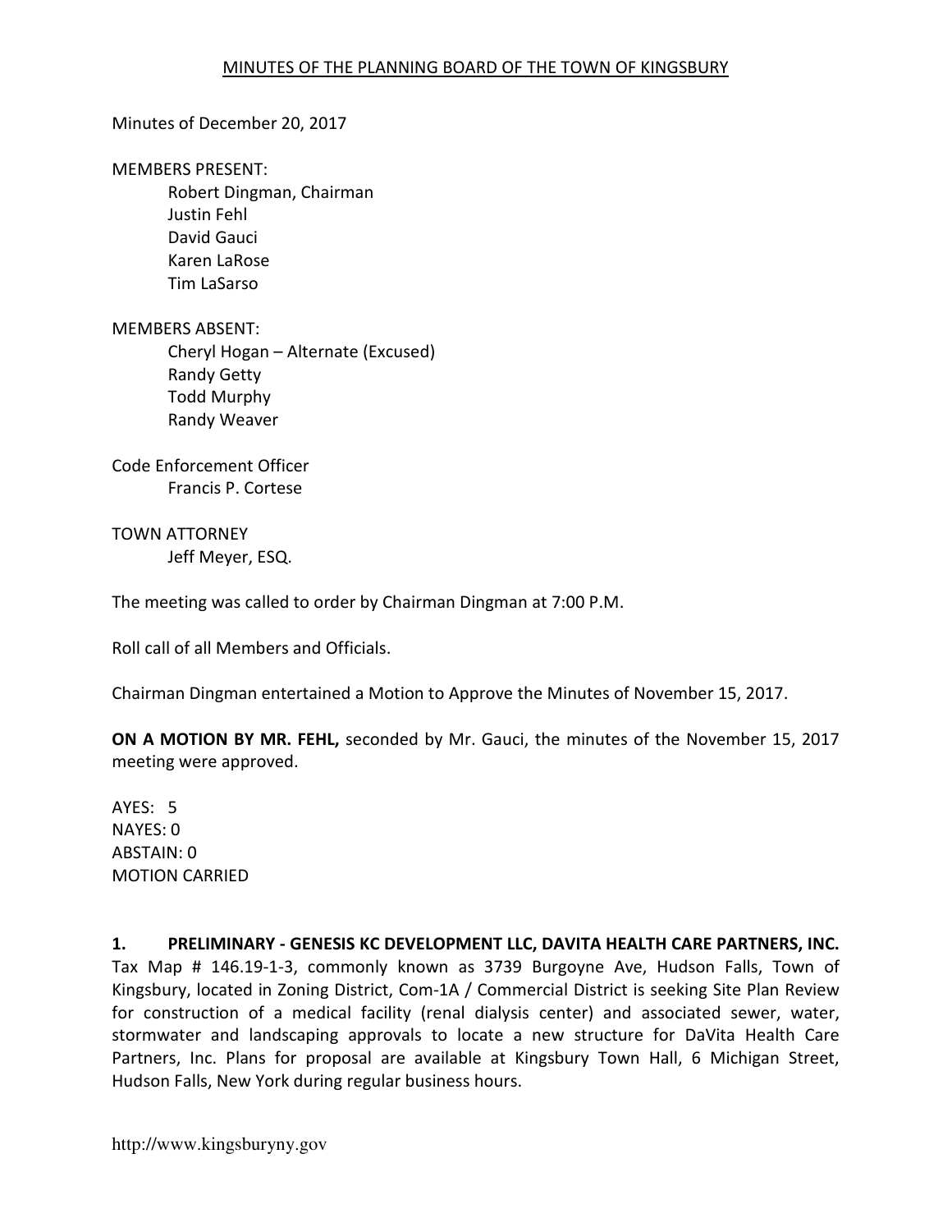MINUTES OF THE PLANNING BOARD OF THE TOWN OF KINGSBURY

Minutes of December 20, 2017

MEMBERS PRESENT:

Robert Dingman, Chairman
Justin Fehl
David Gauci
Karen LaRose
Tim LaSarso

MEMBERS ABSENT:

Cheryl Hogan – Alternate (Excused)
Randy Getty
Todd Murphy
Randy Weaver

Code Enforcement Officer

Francis P. Cortese

TOWN ATTORNEY

Jeff Meyer, ESQ.

The meeting was called to order by Chairman Dingman at 7:00 P.M.

Roll call of all Members and Officials.

Chairman Dingman entertained a Motion to Approve the Minutes of November 15, 2017.

**ON A MOTION BY MR. FEHL,** seconded by Mr. Gauci, the minutes of the November 15, 2017 meeting were approved.

AYES: 5
NAYES: 0
ABSTAIN: 0
MOTION CARRIED

**1. PRELIMINARY - GENESIS KC DEVELOPMENT LLC, DAVITA HEALTH CARE PARTNERS, INC.**
Tax Map # 146.19-1-3, commonly known as 3739 Burgoyne Ave, Hudson Falls, Town of Kingsbury, located in Zoning District, Com-1A / Commercial District is seeking Site Plan Review for construction of a medical facility (renal dialysis center) and associated sewer, water, stormwater and landscaping approvals to locate a new structure for DaVita Health Care Partners, Inc. Plans for proposal are available at Kingsbury Town Hall, 6 Michigan Street, Hudson Falls, New York during regular business hours.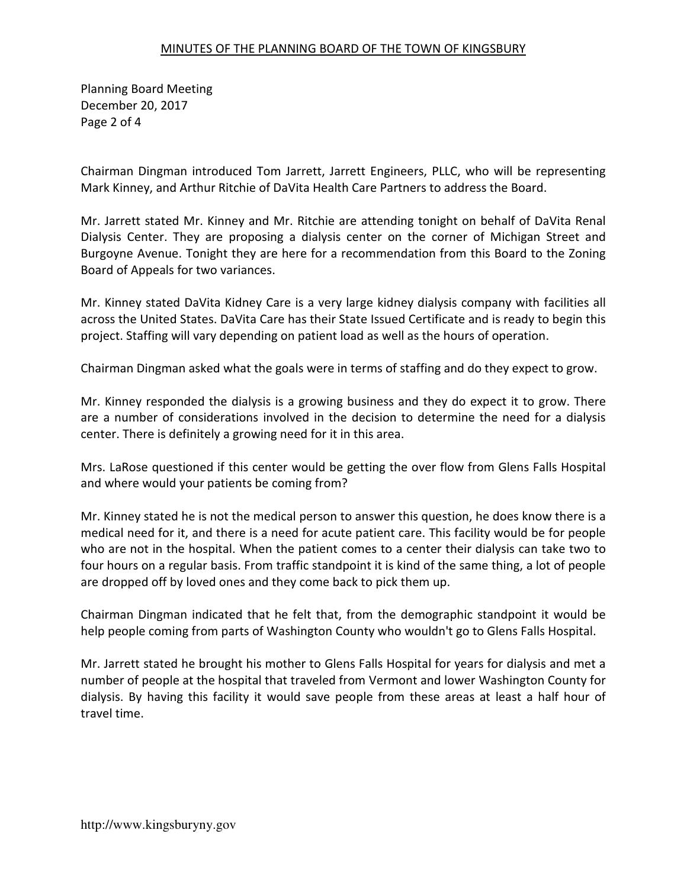Chairman Dingman introduced Tom Jarrett, Jarrett Engineers, PLLC, who will be representing Mark Kinney, and Arthur Ritchie of DaVita Health Care Partners to address the Board.

Mr. Jarrett stated Mr. Kinney and Mr. Ritchie are attending tonight on behalf of DaVita Renal Dialysis Center. They are proposing a dialysis center on the corner of Michigan Street and Burgoyne Avenue. Tonight they are here for a recommendation from this Board to the Zoning Board of Appeals for two variances.

Mr. Kinney stated DaVita Kidney Care is a very large kidney dialysis company with facilities all across the United States. DaVita Care has their State Issued Certificate and is ready to begin this project. Staffing will vary depending on patient load as well as the hours of operation.

Chairman Dingman asked what the goals were in terms of staffing and do they expect to grow.

Mr. Kinney responded the dialysis is a growing business and they do expect it to grow. There are a number of considerations involved in the decision to determine the need for a dialysis center. There is definitely a growing need for it in this area.

Mrs. LaRose questioned if this center would be getting the over flow from Glens Falls Hospital and where would your patients be coming from?

Mr. Kinney stated he is not the medical person to answer this question, he does know there is a medical need for it, and there is a need for acute patient care. This facility would be for people who are not in the hospital. When the patient comes to a center their dialysis can take two to four hours on a regular basis. From traffic standpoint it is kind of the same thing, a lot of people are dropped off by loved ones and they come back to pick them up.

Chairman Dingman indicated that he felt that, from the demographic standpoint it would be help people coming from parts of Washington County who wouldn't go to Glens Falls Hospital.

Mr. Jarrett stated he brought his mother to Glens Falls Hospital for years for dialysis and met a number of people at the hospital that traveled from Vermont and lower Washington County for dialysis. By having this facility it would save people from these areas at least a half hour of travel time.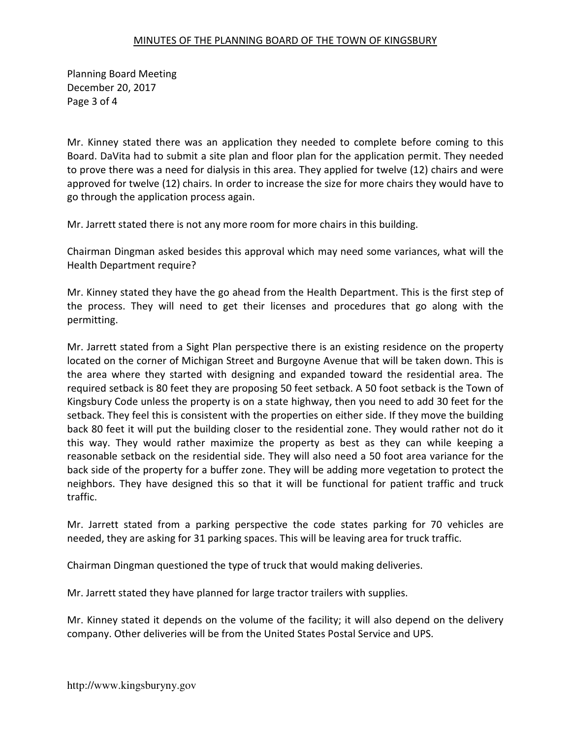Mr. Kinney stated there was an application they needed to complete before coming to this Board. DaVita had to submit a site plan and floor plan for the application permit. They needed to prove there was a need for dialysis in this area. They applied for twelve (12) chairs and were approved for twelve (12) chairs. In order to increase the size for more chairs they would have to go through the application process again.

Mr. Jarrett stated there is not any more room for more chairs in this building.

Chairman Dingman asked besides this approval which may need some variances, what will the Health Department require?

Mr. Kinney stated they have the go ahead from the Health Department. This is the first step of the process. They will need to get their licenses and procedures that go along with the permitting.

Mr. Jarrett stated from a Sight Plan perspective there is an existing residence on the property located on the corner of Michigan Street and Burgoyne Avenue that will be taken down. This is the area where they started with designing and expanded toward the residential area. The required setback is 80 feet they are proposing 50 feet setback. A 50 foot setback is the Town of Kingsbury Code unless the property is on a state highway, then you need to add 30 feet for the setback. They feel this is consistent with the properties on either side. If they move the building back 80 feet it will put the building closer to the residential zone. They would rather not do it this way. They would rather maximize the property as best as they can while keeping a reasonable setback on the residential side. They will also need a 50 foot area variance for the back side of the property for a buffer zone. They will be adding more vegetation to protect the neighbors. They have designed this so that it will be functional for patient traffic and truck traffic.

Mr. Jarrett stated from a parking perspective the code states parking for 70 vehicles are needed, they are asking for 31 parking spaces. This will be leaving area for truck traffic.

Chairman Dingman questioned the type of truck that would making deliveries.

Mr. Jarrett stated they have planned for large tractor trailers with supplies.

Mr. Kinney stated it depends on the volume of the facility; it will also depend on the delivery company. Other deliveries will be from the United States Postal Service and UPS.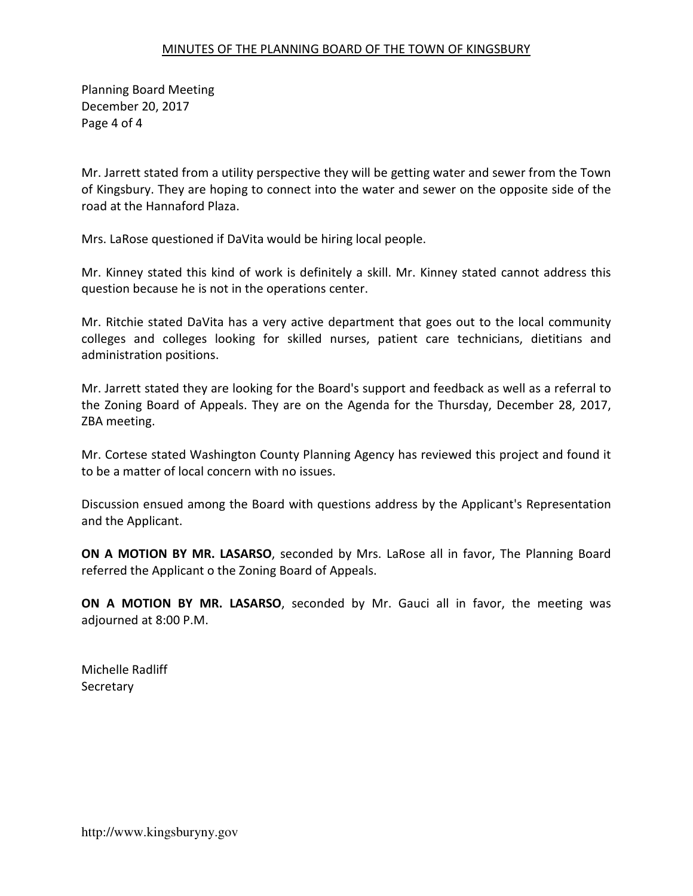Mr. Jarrett stated from a utility perspective they will be getting water and sewer from the Town of Kingsbury. They are hoping to connect into the water and sewer on the opposite side of the road at the Hannaford Plaza.

Mrs. LaRose questioned if DaVita would be hiring local people.

Mr. Kinney stated this kind of work is definitely a skill. Mr. Kinney stated cannot address this question because he is not in the operations center.

Mr. Ritchie stated DaVita has a very active department that goes out to the local community colleges and colleges looking for skilled nurses, patient care technicians, dietitians and administration positions.

Mr. Jarrett stated they are looking for the Board's support and feedback as well as a referral to the Zoning Board of Appeals. They are on the Agenda for the Thursday, December 28, 2017, ZBA meeting.

Mr. Cortese stated Washington County Planning Agency has reviewed this project and found it to be a matter of local concern with no issues.

Discussion ensued among the Board with questions address by the Applicant's Representation and the Applicant.

**ON A MOTION BY MR. LASARSO**, seconded by Mrs. LaRose all in favor, The Planning Board referred the Applicant o the Zoning Board of Appeals.

**ON A MOTION BY MR. LASARSO**, seconded by Mr. Gauci all in favor, the meeting was adjourned at 8:00 P.M.

Michelle Radliff
Secretary